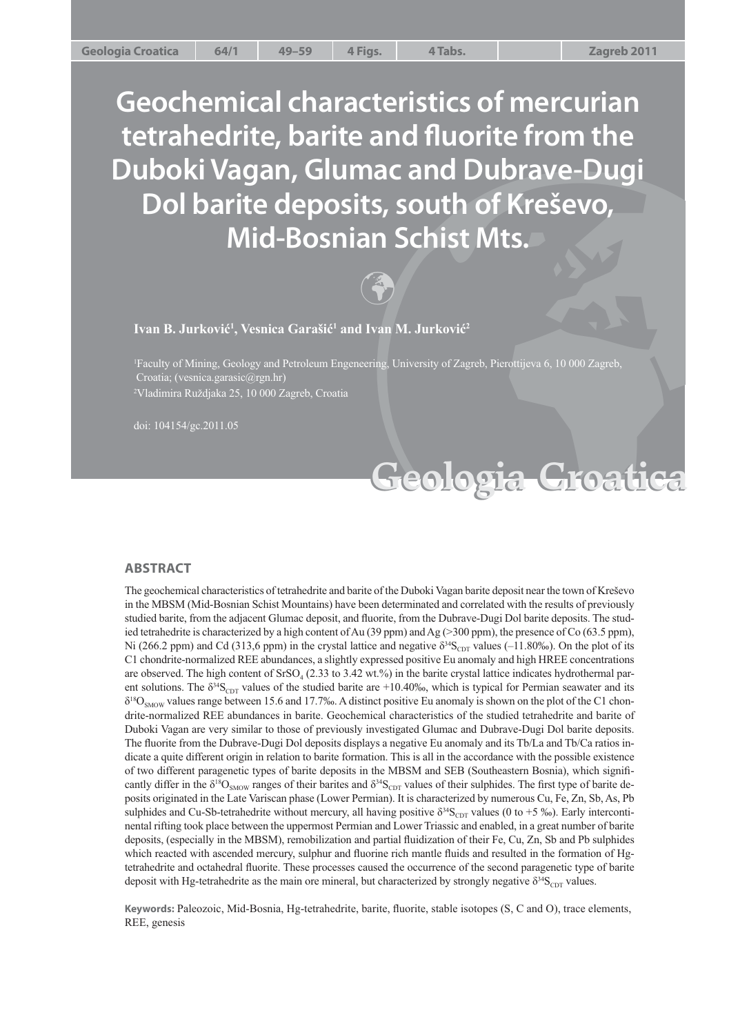# Geochemical characteristics of mercurian tetrahedrite, barite and fluorite from the Duboki Vagan, Glumac and Dubrave-Dugi Dol barite deposits, south of Kreševo, Mid-Bosnian Schist Mts.

**Ivan B. Jurković[1], Vesnica Garašić[1] and Ivan M. Jurković[2]**

[1]Faculty of Mining, Geology and Petroleum Engeneering, University of Zagreb, Pierottijeva 6, 10 000 Zagreb, Croatia; (vesnica.garasic@rgn.hr)

[2]Vladimira Ruždjaka 25, 10 000 Zagreb, Croatia

doi: 104154/gc.2011.05

## ABSTRACT

The geochemical characteristics of tetrahedrite and barite of the Duboki Vagan barite deposit near the town of Kreševo in the MBSM (Mid-Bosnian Schist Mountains) have been determinated and correlated with the results of previously studied barite, from the adjacent Glumac deposit, and fluorite, from the Dubrave-Dugi Dol barite deposits. The studied tetrahedrite is characterized by a high content of Au (39 ppm) and Ag (>300 ppm), the presence of Co (63.5 ppm), Ni (266.2 ppm) and Cd (313,6 ppm) in the crystal lattice and negative $\delta^{34}S_{CDT}$ values (–11.80‰). On the plot of its C1 chondrite-normalized REE abundances, a slightly expressed positive Eu anomaly and high HREE concentrations are observed. The high content of $SrSO_4$ (2.33 to 3.42 wt.%) in the barite crystal lattice indicates hydrothermal parent solutions. The $\delta^{34}S_{CDT}$ values of the studied barite are +10.40‰, which is typical for Permian seawater and its $\delta^{18}O_{SMOW}$ values range between 15.6 and 17.7‰. A distinct positive Eu anomaly is shown on the plot of the C1 chondrite-normalized REE abundances in barite. Geochemical characteristics of the studied tetrahedrite and barite of Duboki Vagan are very similar to those of previously investigated Glumac and Dubrave-Dugi Dol barite deposits. The fluorite from the Dubrave-Dugi Dol deposits displays a negative Eu anomaly and its Tb/La and Tb/Ca ratios indicate a quite different origin in relation to barite formation. This is all in the accordance with the possible existence of two different paragenetic types of barite deposits in the MBSM and SEB (Southeastern Bosnia), which significantly differ in the $\delta^{18}O_{SMOW}$ ranges of their barites and $\delta^{34}S_{CDT}$ values of their sulphides. The first type of barite deposits originated in the Late Variscan phase (Lower Permian). It is characterized by numerous Cu, Fe, Zn, Sb, As, Pb sulphides and Cu-Sb-tetrahedrite without mercury, all having positive $\delta^{34}S_{CDT}$ values (0 to +5 ‰). Early intercontinental rifting took place between the uppermost Permian and Lower Triassic and enabled, in a great number of barite deposits, (especially in the MBSM), remobilization and partial fluidization of their Fe, Cu, Zn, Sb and Pb sulphides which reacted with ascended mercury, sulphur and fluorine rich mantle fluids and resulted in the formation of Hg-tetrahedrite and octahedral fluorite. These processes caused the occurrence of the second paragenetic type of barite deposit with Hg-tetrahedrite as the main ore mineral, but characterized by strongly negative $\delta^{34}S_{CDT}$ values.

**Keywords:** Paleozoic, Mid-Bosnia, Hg-tetrahedrite, barite, fluorite, stable isotopes (S, C and O), trace elements, REE, genesis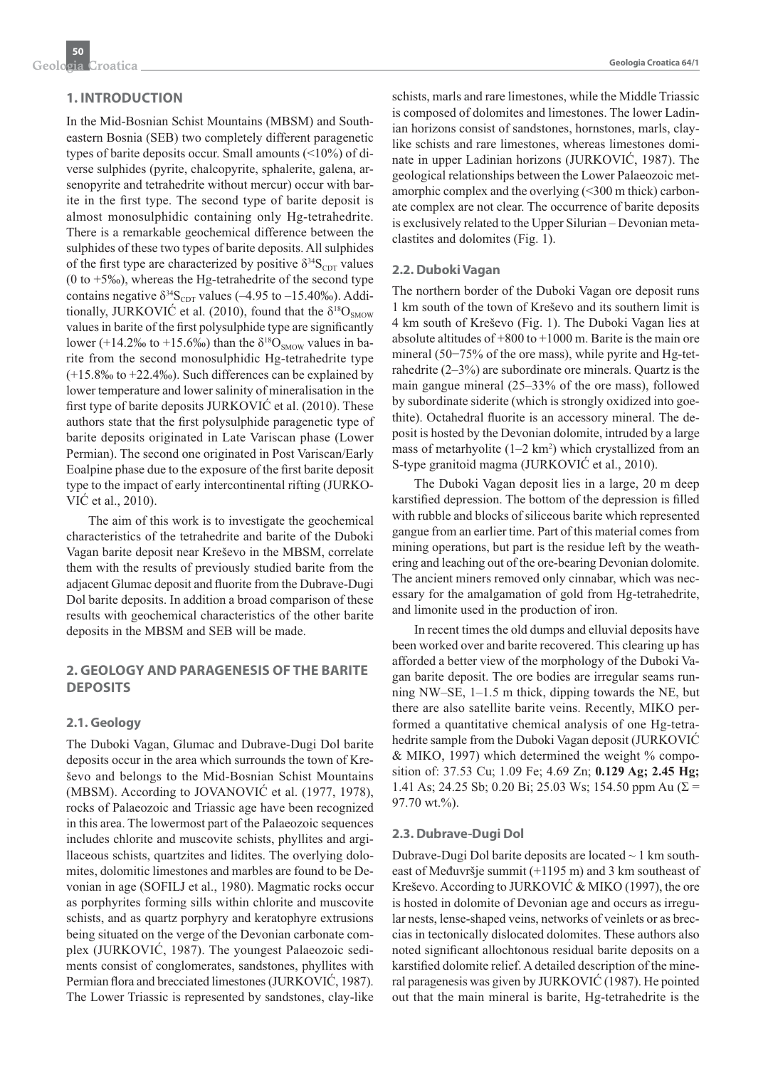## 1. INTRODUCTION

In the Mid-Bosnian Schist Mountains (MBSM) and Southeastern Bosnia (SEB) two completely different paragenetic types of barite deposits occur. Small amounts (<10%) of diverse sulphides (pyrite, chalcopyrite, sphalerite, galena, arsenopyrite and tetrahedrite without mercur) occur with barite in the first type. The second type of barite deposit is almost monosulphidic containing only Hg-tetrahedrite. There is a remarkable geochemical difference between the sulphides of these two types of barite deposits. All sulphides of the first type are characterized by positive $\delta^{34}S_{CDT}$ values (0 to +5‰), whereas the Hg-tetrahedrite of the second type contains negative $\delta^{34}S_{CDT}$ values (–4.95 to –15.40‰). Additionally, JURKOVIĆ et al. (2010), found that the $\delta^{18}O_{SMOW}$ values in barite of the first polysulphide type are significantly lower (+14.2‰ to +15.6‰) than the $\delta^{18}O_{SMOW}$ values in barite from the second monosulphidic Hg-tetrahedrite type (+15.8‰ to +22.4‰). Such differences can be explained by lower temperature and lower salinity of mineralisation in the first type of barite deposits JURKOVIĆ et al. (2010). These authors state that the first polysulphide paragenetic type of barite deposits originated in Late Variscan phase (Lower Permian). The second one originated in Post Variscan/Early Eoalpine phase due to the exposure of the first barite deposit type to the impact of early intercontinental rifting (JURKOVIĆ et al., 2010).

The aim of this work is to investigate the geochemical characteristics of the tetrahedrite and barite of the Duboki Vagan barite deposit near Kreševo in the MBSM, correlate them with the results of previously studied barite from the adjacent Glumac deposit and fluorite from the Dubrave-Dugi Dol barite deposits. In addition a broad comparison of these results with geochemical characteristics of the other barite deposits in the MBSM and SEB will be made.

## 2. GEOLOGY AND PARAGENESIS OF THE BARITE DEPOSITS

### 2.1. Geology

The Duboki Vagan, Glumac and Dubrave-Dugi Dol barite deposits occur in the area which surrounds the town of Kreševo and belongs to the Mid-Bosnian Schist Mountains (MBSM). According to JOVANOVIĆ et al. (1977, 1978), rocks of Palaeozoic and Triassic age have been recognized in this area. The lowermost part of the Palaeozoic sequences includes chlorite and muscovite schists, phyllites and argillaceous schists, quartzites and lidites. The overlying dolomites, dolomitic limestones and marbles are found to be Devonian in age (SOFILJ et al., 1980). Magmatic rocks occur as porphyrites forming sills within chlorite and muscovite schists, and as quartz porphyry and keratophyre extrusions being situated on the verge of the Devonian carbonate complex (JURKOVIĆ, 1987). The youngest Palaeozoic sediments consist of conglomerates, sandstones, phyllites with Permian flora and brecciated limestones (JURKOVIĆ, 1987). The Lower Triassic is represented by sandstones, clay-like schists, marls and rare limestones, while the Middle Triassic is composed of dolomites and limestones. The lower Ladinian horizons consist of sandstones, hornstones, marls, clay-like schists and rare limestones, whereas limestones dominate in upper Ladinian horizons (JURKOVIĆ, 1987). The geological relationships between the Lower Palaeozoic metamorphic complex and the overlying (<300 m thick) carbonate complex are not clear. The occurrence of barite deposits is exclusively related to the Upper Silurian – Devonian metaclastites and dolomites (Fig. 1).

### 2.2. Duboki Vagan

The northern border of the Duboki Vagan ore deposit runs 1 km south of the town of Kreševo and its southern limit is 4 km south of Kreševo (Fig. 1). The Duboki Vagan lies at absolute altitudes of +800 to +1000 m. Barite is the main ore mineral (50–75% of the ore mass), while pyrite and Hg-tetrahedrite (2–3%) are subordinate ore minerals. Quartz is the main gangue mineral (25–33% of the ore mass), followed by subordinate siderite (which is strongly oxidized into goethite). Octahedral fluorite is an accessory mineral. The deposit is hosted by the Devonian dolomite, intruded by a large mass of metarhyolite (1–2 km$^2$) which crystallized from an S-type granitoid magma (JURKOVIĆ et al., 2010).

The Duboki Vagan deposit lies in a large, 20 m deep karstified depression. The bottom of the depression is filled with rubble and blocks of siliceous barite which represented gangue from an earlier time. Part of this material comes from mining operations, but part is the residue left by the weathering and leaching out of the ore-bearing Devonian dolomite. The ancient miners removed only cinnabar, which was necessary for the amalgamation of gold from Hg-tetrahedrite, and limonite used in the production of iron.

In recent times the old dumps and elluvial deposits have been worked over and barite recovered. This clearing up has afforded a better view of the morphology of the Duboki Vagan barite deposit. The ore bodies are irregular seams running NW–SE, 1–1.5 m thick, dipping towards the NE, but there are also satellite barite veins. Recently, MIKO performed a quantitative chemical analysis of one Hg-tetrahedrite sample from the Duboki Vagan deposit (JURKOVIĆ & MIKO, 1997) which determined the weight % composition of: 37.53 Cu; 1.09 Fe; 4.69 Zn; **0.129 Ag; 2.45 Hg;** 1.41 As; 24.25 Sb; 0.20 Bi; 25.03 Ws; 154.50 ppm Au (Σ = 97.70 wt.%).

### 2.3. Dubrave-Dugi Dol

Dubrave-Dugi Dol barite deposits are located ~ 1 km southeast of Međuvršje summit (+1195 m) and 3 km southeast of Kreševo. According to JURKOVIĆ & MIKO (1997), the ore is hosted in dolomite of Devonian age and occurs as irregular nests, lense-shaped veins, networks of veinlets or as breccias in tectonically dislocated dolomites. These authors also noted significant allochtonous residual barite deposits on a karstified dolomite relief. A detailed description of the mineral paragenesis was given by JURKOVIĆ (1987). He pointed out that the main mineral is barite, Hg-tetrahedrite is the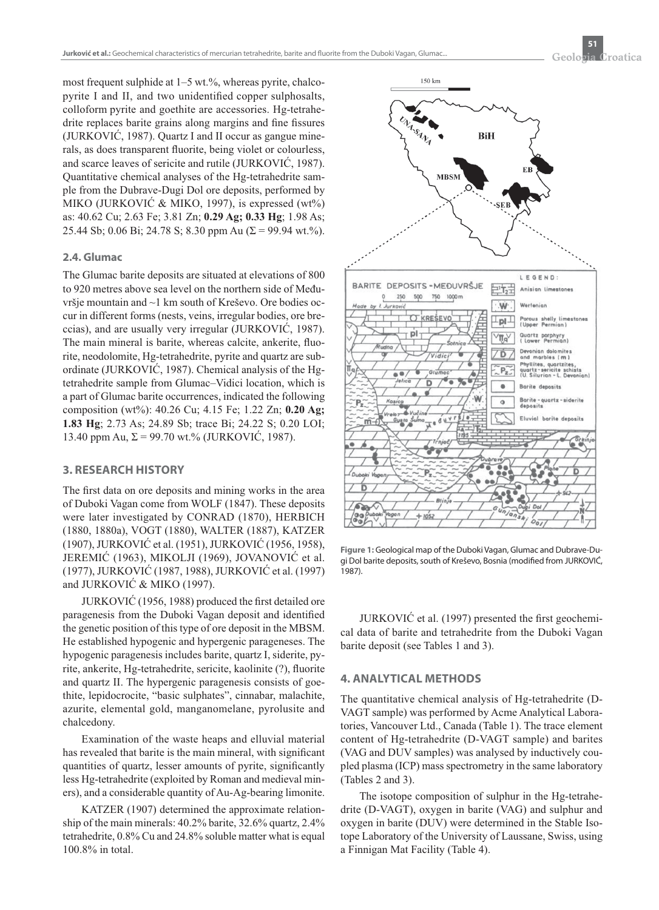most frequent sulphide at 1–5 wt.%, whereas pyrite, chalcopyrite I and II, and two unidentified copper sulphosalts, colloform pyrite and goethite are accessories. Hg-tetrahedrite replaces barite grains along margins and fine fissures (JURKOVIĆ, 1987). Quartz I and II occur as gangue minerals, as does transparent fluorite, being violet or colourless, and scarce leaves of sericite and rutile (JURKOVIĆ, 1987). Quantitative chemical analyses of the Hg-tetrahedrite sample from the Dubrave-Dugi Dol ore deposits, performed by MIKO (JURKOVIĆ & MIKO, 1997), is expressed (wt%) as: 40.62 Cu; 2.63 Fe; 3.81 Zn; **0.29 Ag; 0.33 Hg**; 1.98 As; 25.44 Sb; 0.06 Bi; 24.78 S; 8.30 ppm Au (Σ = 99.94 wt.%).

### 2.4. Glumac

The Glumac barite deposits are situated at elevations of 800 to 920 metres above sea level on the northern side of Međuvršje mountain and ~1 km south of Kreševo. Ore bodies occur in different forms (nests, veins, irregular bodies, ore breccias), and are usually very irregular (JURKOVIĆ, 1987). The main mineral is barite, whereas calcite, ankerite, fluorite, neodolomite, Hg-tetrahedrite, pyrite and quartz are subordinate (JURKOVIĆ, 1987). Chemical analysis of the Hg-tetrahedrite sample from Glumac–Vidici location, which is a part of Glumac barite occurrences, indicated the following composition (wt%): 40.26 Cu; 4.15 Fe; 1.22 Zn; **0.20 Ag; 1.83 Hg**; 2.73 As; 24.89 Sb; trace Bi; 24.22 S; 0.20 LOI; 13.40 ppm Au, Σ = 99.70 wt.% (JURKOVIĆ, 1987).

## 3. RESEARCH HISTORY

The first data on ore deposits and mining works in the area of Duboki Vagan come from WOLF (1847). These deposits were later investigated by CONRAD (1870), HERBICH (1880, 1880a), VOGT (1880), WALTER (1887), KATZER (1907), JURKOVIĆ et al. (1951), JURKOVIĆ (1956, 1958), JEREMIĆ (1963), MIKOLJI (1969), JOVANOVIĆ et al. (1977), JURKOVIĆ (1987, 1988), JURKOVIĆ et al. (1997) and JURKOVIĆ & MIKO (1997).

JURKOVIĆ (1956, 1988) produced the first detailed ore paragenesis from the Duboki Vagan deposit and identified the genetic position of this type of ore deposit in the MBSM. He established hypogenic and hypergenic parageneses. The hypogenic paragenesis includes barite, quartz I, siderite, pyrite, ankerite, Hg-tetrahedrite, sericite, kaolinite (?), fluorite and quartz II. The hypergenic paragenesis consists of goethite, lepidocrocite, "basic sulphates", cinnabar, malachite, azurite, elemental gold, manganomelane, pyrolusite and chalcedony.

Examination of the waste heaps and elluvial material has revealed that barite is the main mineral, with significant quantities of quartz, lesser amounts of pyrite, significantly less Hg-tetrahedrite (exploited by Roman and medieval miners), and a considerable quantity of Au-Ag-bearing limonite.

KATZER (1907) determined the approximate relationship of the main minerals: 40.2% barite, 32.6% quartz, 2.4% tetrahedrite, 0.8% Cu and 24.8% soluble matter what is equal 100.8% in total.

**Figure 1:** Geological map of the Duboki Vagan, Glumac and Dubrave-Dugi Dol barite deposits, south of Kreševo, Bosnia (modified from JURKOVIĆ, 1987).

JURKOVIĆ et al. (1997) presented the first geochemical data of barite and tetrahedrite from the Duboki Vagan barite deposit (see Tables 1 and 3).

## 4. ANALYTICAL METHODS

The quantitative chemical analysis of Hg-tetrahedrite (D-VAGT sample) was performed by Acme Analytical Laboratories, Vancouver Ltd., Canada (Table 1). The trace element content of Hg-tetrahedrite (D-VAGT sample) and barites (VAG and DUV samples) was analysed by inductively coupled plasma (ICP) mass spectrometry in the same laboratory (Tables 2 and 3).

The isotope composition of sulphur in the Hg-tetrahedrite (D-VAGT), oxygen in barite (VAG) and sulphur and oxygen in barite (DUV) were determined in the Stable Isotope Laboratory of the University of Laussane, Swiss, using a Finnigan Mat Facility (Table 4).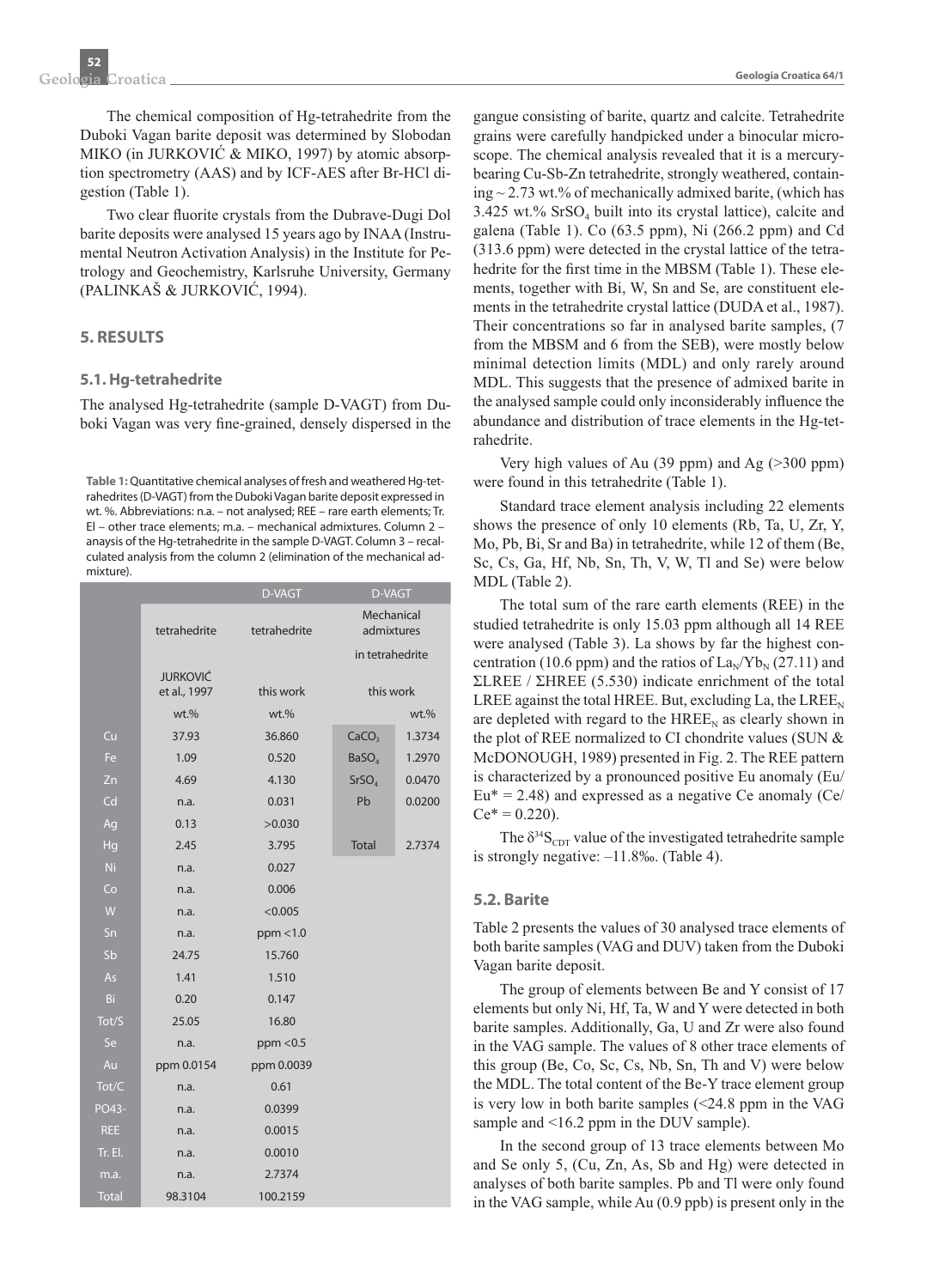The chemical composition of Hg-tetrahedrite from the Duboki Vagan barite deposit was determined by Slobodan MIKO (in JURKOVIĆ & MIKO, 1997) by atomic absorption spectrometry (AAS) and by ICF-AES after Br-HCl digestion (Table 1).

Two clear fluorite crystals from the Dubrave-Dugi Dol barite deposits were analysed 15 years ago by INAA (Instrumental Neutron Activation Analysis) in the Institute for Petrology and Geochemistry, Karlsruhe University, Germany (PALINKAŠ & JURKOVIĆ, 1994).

## 5. RESULTS

### 5.1. Hg-tetrahedrite

The analysed Hg-tetrahedrite (sample D-VAGT) from Duboki Vagan was very fine-grained, densely dispersed in the gangue consisting of barite, quartz and calcite. Tetrahedrite grains were carefully handpicked under a binocular microscope. The chemical analysis revealed that it is a mercury-bearing Cu-Sb-Zn tetrahedrite, strongly weathered, containing ~ 2.73 wt.% of mechanically admixed barite, (which has 3.425 wt.% $SrSO_4$ built into its crystal lattice), calcite and galena (Table 1). Co (63.5 ppm), Ni (266.2 ppm) and Cd (313.6 ppm) were detected in the crystal lattice of the tetrahedrite for the first time in the MBSM (Table 1). These elements, together with Bi, W, Sn and Se, are constituent elements in the tetrahedrite crystal lattice (DUDA et al., 1987). Their concentrations so far in analysed barite samples, (7 from the MBSM and 6 from the SEB), were mostly below minimal detection limits (MDL) and only rarely around MDL. This suggests that the presence of admixed barite in the analysed sample could only inconsiderably influence the abundance and distribution of trace elements in the Hg-tetrahedrite.

**Table 1:** Quantitative chemical analyses of fresh and weathered Hg-tetrahedrites (D-VAGT) from the Duboki Vagan barite deposit expressed in wt. %. Abbreviations: n.a. – not analysed; REE – rare earth elements; Tr. El – other trace elements; m.a. – mechanical admixtures. Column 2 – anaysis of the Hg-tetrahedrite in the sample D-VAGT. Column 3 – recalculated analysis from the column 2 (elimination of the mechanical admixture).

| | | D-VAGT | D-VAGT | |
|---|---|---|---|---|
| | tetrahedrite | tetrahedrite | Mechanical admixtures in tetrahedrite | |
| | JURKOVIĆ et al., 1997 | this work | this work | |
| | wt.% | wt.% | | wt.% |
| Cu | 37.93 | 36.860 | $CaCO_3$ | 1.3734 |
| Fe | 1.09 | 0.520 | $BaSO_4$ | 1.2970 |
| Zn | 4.69 | 4.130 | $SrSO_4$ | 0.0470 |
| Cd | n.a. | 0.031 | Pb | 0.0200 |
| Ag | 0.13 | >0.030 | | |
| Hg | 2.45 | 3.795 | Total | 2.7374 |
| Ni | n.a. | 0.027 | | |
| Co | n.a. | 0.006 | | |
| W | n.a. | <0.005 | | |
| Sn | n.a. | ppm <1.0 | | |
| Sb | 24.75 | 15.760 | | |
| As | 1.41 | 1.510 | | |
| Bi | 0.20 | 0.147 | | |
| Tot/S | 25.05 | 16.80 | | |
| Se | n.a. | ppm <0.5 | | |
| Au | ppm 0.0154 | ppm 0.0039 | | |
| Tot/C | n.a. | 0.61 | | |
| PO43- | n.a. | 0.0399 | | |
| REE | n.a. | 0.0015 | | |
| Tr. El. | n.a. | 0.0010 | | |
| m.a. | n.a. | 2.7374 | | |
| Total | 98.3104 | 100.2159 | | |

Very high values of Au (39 ppm) and Ag (>300 ppm) were found in this tetrahedrite (Table 1).

Standard trace element analysis including 22 elements shows the presence of only 10 elements (Rb, Ta, U, Zr, Y, Mo, Pb, Bi, Sr and Ba) in tetrahedrite, while 12 of them (Be, Sc, Cs, Ga, Hf, Nb, Sn, Th, V, W, Tl and Se) were below MDL (Table 2).

The total sum of the rare earth elements (REE) in the studied tetrahedrite is only 15.03 ppm although all 14 REE were analysed (Table 3). La shows by far the highest concentration (10.6 ppm) and the ratios of $La_N/Yb_N$ (27.11) and ΣLREE / ΣHREE (5.530) indicate enrichment of the total LREE against the total HREE. But, excluding La, the $LREE_N$ are depleted with regard to the $HREE_N$ as clearly shown in the plot of REE normalized to CI chondrite values (SUN & McDONOUGH, 1989) presented in Fig. 2. The REE pattern is characterized by a pronounced positive Eu anomaly ($Eu/Eu^* = 2.48$) and expressed as a negative Ce anomaly ($Ce/Ce^* = 0.220$).

The $\delta^{34}S_{CDT}$ value of the investigated tetrahedrite sample is strongly negative: –11.8‰. (Table 4).

### 5.2. Barite

Table 2 presents the values of 30 analysed trace elements of both barite samples (VAG and DUV) taken from the Duboki Vagan barite deposit.

The group of elements between Be and Y consist of 17 elements but only Ni, Hf, Ta, W and Y were detected in both barite samples. Additionally, Ga, U and Zr were also found in the VAG sample. The values of 8 other trace elements of this group (Be, Co, Sc, Cs, Nb, Sn, Th and V) were below the MDL. The total content of the Be-Y trace element group is very low in both barite samples (<24.8 ppm in the VAG sample and <16.2 ppm in the DUV sample).

In the second group of 13 trace elements between Mo and Se only 5, (Cu, Zn, As, Sb and Hg) were detected in analyses of both barite samples. Pb and Tl were only found in the VAG sample, while Au (0.9 ppb) is present only in the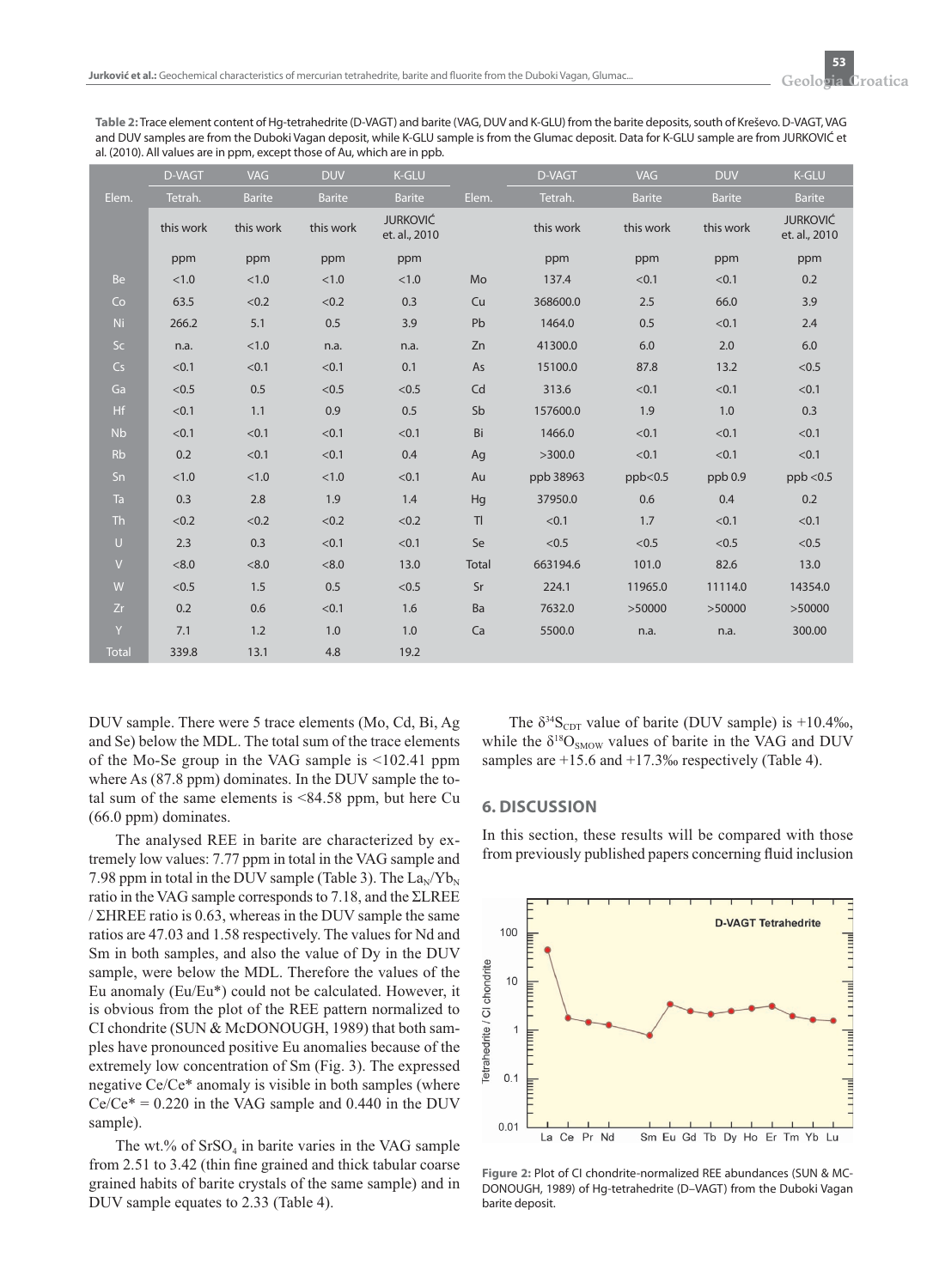**Table 2:** Trace element content of Hg-tetrahedrite (D-VAGT) and barite (VAG, DUV and K-GLU) from the barite deposits, south of Kreševo. D-VAGT, VAG and DUV samples are from the Duboki Vagan deposit, while K-GLU sample is from the Glumac deposit. Data for K-GLU sample are from JURKOVIĆ et al. (2010). All values are in ppm, except those of Au, which are in ppb.

| | D-VAGT | VAG | DUV | K-GLU | | D-VAGT | VAG | DUV | K-GLU |
|---|---|---|---|---|---|---|---|---|---|
| Elem. | Tetrah. | Barite | Barite | Barite | Elem. | Tetrah. | Barite | Barite | Barite |
| | this work | this work | this work | JURKOVIĆ et. al., 2010 | | this work | this work | this work | JURKOVIĆ et. al., 2010 |
| | ppm | ppm | ppm | ppm | | ppm | ppm | ppm | ppm |
| Be | <1.0 | <1.0 | <1.0 | <1.0 | Mo | 137.4 | <0.1 | <0.1 | 0.2 |
| Co | 63.5 | <0.2 | <0.2 | 0.3 | Cu | 368600.0 | 2.5 | 66.0 | 3.9 |
| Ni | 266.2 | 5.1 | 0.5 | 3.9 | Pb | 1464.0 | 0.5 | <0.1 | 2.4 |
| Sc | n.a. | <1.0 | n.a. | n.a. | Zn | 41300.0 | 6.0 | 2.0 | 6.0 |
| Cs | <0.1 | <0.1 | <0.1 | 0.1 | As | 15100.0 | 87.8 | 13.2 | <0.5 |
| Ga | <0.5 | 0.5 | <0.5 | <0.5 | Cd | 313.6 | <0.1 | <0.1 | <0.1 |
| Hf | <0.1 | 1.1 | 0.9 | 0.5 | Sb | 157600.0 | 1.9 | 1.0 | 0.3 |
| Nb | <0.1 | <0.1 | <0.1 | <0.1 | Bi | 1466.0 | <0.1 | <0.1 | <0.1 |
| Rb | 0.2 | <0.1 | <0.1 | 0.4 | Ag | >300.0 | <0.1 | <0.1 | <0.1 |
| Sn | <1.0 | <1.0 | <1.0 | <0.1 | Au | ppb 38963 | ppb<0.5 | ppb 0.9 | ppb <0.5 |
| Ta | 0.3 | 2.8 | 1.9 | 1.4 | Hg | 37950.0 | 0.6 | 0.4 | 0.2 |
| Th | <0.2 | <0.2 | <0.2 | <0.2 | Tl | <0.1 | 1.7 | <0.1 | <0.1 |
| U | 2.3 | 0.3 | <0.1 | <0.1 | Se | <0.5 | <0.5 | <0.5 | <0.5 |
| V | <8.0 | <8.0 | <8.0 | 13.0 | Total | 663194.6 | 101.0 | 82.6 | 13.0 |
| W | <0.5 | 1.5 | 0.5 | <0.5 | Sr | 224.1 | 11965.0 | 11114.0 | 14354.0 |
| Zr | 0.2 | 0.6 | <0.1 | 1.6 | Ba | 7632.0 | >50000 | >50000 | >50000 |
| Y | 7.1 | 1.2 | 1.0 | 1.0 | Ca | 5500.0 | n.a. | n.a. | 300.00 |
| Total | 339.8 | 13.1 | 4.8 | 19.2 | | | | | |

DUV sample. There were 5 trace elements (Mo, Cd, Bi, Ag and Se) below the MDL. The total sum of the trace elements of the Mo-Se group in the VAG sample is <102.41 ppm where As (87.8 ppm) dominates. In the DUV sample the total sum of the same elements is <84.58 ppm, but here Cu (66.0 ppm) dominates.

The analysed REE in barite are characterized by extremely low values: 7.77 ppm in total in the VAG sample and 7.98 ppm in total in the DUV sample (Table 3). The $La_N/Yb_N$ ratio in the VAG sample corresponds to 7.18, and the ΣLREE / ΣHREE ratio is 0.63, whereas in the DUV sample the same ratios are 47.03 and 1.58 respectively. The values for Nd and Sm in both samples, and also the value of Dy in the DUV sample, were below the MDL. Therefore the values of the Eu anomaly (Eu/Eu*) could not be calculated. However, it is obvious from the plot of the REE pattern normalized to CI chondrite (SUN & McDONOUGH, 1989) that both samples have pronounced positive Eu anomalies because of the extremely low concentration of Sm (Fig. 3). The expressed negative Ce/Ce* anomaly is visible in both samples (where Ce/Ce* = 0.220 in the VAG sample and 0.440 in the DUV sample).

The wt.% of $SrSO_4$ in barite varies in the VAG sample from 2.51 to 3.42 (thin fine grained and thick tabular coarse grained habits of barite crystals of the same sample) and in DUV sample equates to 2.33 (Table 4).

The $\delta^{34}S_{CDT}$ value of barite (DUV sample) is +10.4‰, while the $\delta^{18}O_{SMOW}$ values of barite in the VAG and DUV samples are +15.6 and +17.3‰ respectively (Table 4).

## 6. DISCUSSION

In this section, these results will be compared with those from previously published papers concerning fluid inclusion

**Figure 2:** Plot of CI chondrite-normalized REE abundances (SUN & McDONOUGH, 1989) of Hg-tetrahedrite (D–VAGT) from the Duboki Vagan barite deposit.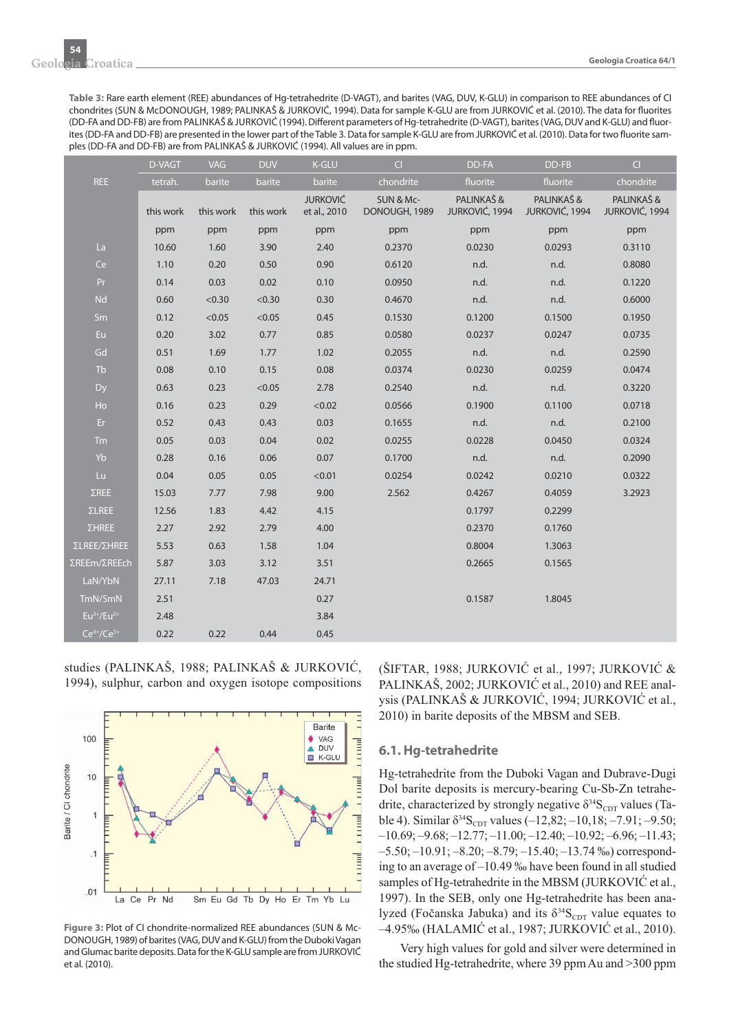**Table 3:** Rare earth element (REE) abundances of Hg-tetrahedrite (D-VAGT), and barites (VAG, DUV, K-GLU) in comparison to REE abundances of CI chondrites (SUN & McDONOUGH, 1989; PALINKAŠ & JURKOVIĆ, 1994). Data for sample K-GLU are from JURKOVIĆ et al. (2010). The data for fluorites (DD-FA and DD-FB) are from PALINKAŠ & JURKOVIĆ (1994). Different parameters of Hg-tetrahedrite (D-VAGT), barites (VAG, DUV and K-GLU) and fluorites (DD-FA and DD-FB) are presented in the lower part of the Table 3. Data for sample K-GLU are from JURKOVIĆ et al. (2010). Data for two fluorite samples (DD-FA and DD-FB) are from PALINKAŠ & JURKOVIĆ (1994). All values are in ppm.

| REE | D-VAGT | VAG | DUV | K-GLU | CI | DD-FA | DD-FB | CI |
|---|---|---|---|---|---|---|---|---|
| | tetrah. | barite | barite | barite | chondrite | fluorite | fluorite | chondrite |
| | this work | this work | this work | JURKOVIĆ et al., 2010 | SUN & Mc-DONOUGH, 1989 | PALINKAŠ & JURKOVIĆ, 1994 | PALINKAŠ & JURKOVIĆ, 1994 | PALINKAŠ & JURKOVIĆ, 1994 |
| | ppm | ppm | ppm | ppm | ppm | ppm | ppm | ppm |
| La | 10.60 | 1.60 | 3.90 | 2.40 | 0.2370 | 0.0230 | 0.0293 | 0.3110 |
| Ce | 1.10 | 0.20 | 0.50 | 0.90 | 0.6120 | n.d. | n.d. | 0.8080 |
| Pr | 0.14 | 0.03 | 0.02 | 0.10 | 0.0950 | n.d. | n.d. | 0.1220 |
| Nd | 0.60 | <0.30 | <0.30 | 0.30 | 0.4670 | n.d. | n.d. | 0.6000 |
| Sm | 0.12 | <0.05 | <0.05 | 0.45 | 0.1530 | 0.1200 | 0.1500 | 0.1950 |
| Eu | 0.20 | 3.02 | 0.77 | 0.85 | 0.0580 | 0.0237 | 0.0247 | 0.0735 |
| Gd | 0.51 | 1.69 | 1.77 | 1.02 | 0.2055 | n.d. | n.d. | 0.2590 |
| Tb | 0.08 | 0.10 | 0.15 | 0.08 | 0.0374 | 0.0230 | 0.0259 | 0.0474 |
| Dy | 0.63 | 0.23 | <0.05 | 2.78 | 0.2540 | n.d. | n.d. | 0.3220 |
| Ho | 0.16 | 0.23 | 0.29 | <0.02 | 0.0566 | 0.1900 | 0.1100 | 0.0718 |
| Er | 0.52 | 0.43 | 0.43 | 0.03 | 0.1655 | n.d. | n.d. | 0.2100 |
| Tm | 0.05 | 0.03 | 0.04 | 0.02 | 0.0255 | 0.0228 | 0.0450 | 0.0324 |
| Yb | 0.28 | 0.16 | 0.06 | 0.07 | 0.1700 | n.d. | n.d. | 0.2090 |
| Lu | 0.04 | 0.05 | 0.05 | <0.01 | 0.0254 | 0.0242 | 0.0210 | 0.0322 |
| ΣREE | 15.03 | 7.77 | 7.98 | 9.00 | 2.562 | 0.4267 | 0.4059 | 3.2923 |
| ΣLREE | 12.56 | 1.83 | 4.42 | 4.15 | | 0.1797 | 0.2299 | |
| ΣHREE | 2.27 | 2.92 | 2.79 | 4.00 | | 0.2370 | 0.1760 | |
| ΣLREE/ΣHREE | 5.53 | 0.63 | 1.58 | 1.04 | | 0.8004 | 1.3063 | |
| ΣREEm/ΣREEch | 5.87 | 3.03 | 3.12 | 3.51 | | 0.2665 | 0.1565 | |
| LaN/YbN | 27.11 | 7.18 | 47.03 | 24.71 | | | | |
| TmN/SmN | 2.51 | | | 0.27 | | 0.1587 | 1.8045 | |
| $Eu^{3+}/Eu^{2+}$ | 2.48 | | | 3.84 | | | | |
| $Ce^{4+}/Ce^{3+}$ | 0.22 | 0.22 | 0.44 | 0.45 | | | | |

studies (PALINKAŠ, 1988; PALINKAŠ & JURKOVIĆ, 1994), sulphur, carbon and oxygen isotope compositions (ŠIFTAR, 1988; JURKOVIĆ et al., 1997; JURKOVIĆ & PALINKAŠ, 2002; JURKOVIĆ et al., 2010) and REE analysis (PALINKAŠ & JURKOVIĆ, 1994; JURKOVIĆ et al., 2010) in barite deposits of the MBSM and SEB.

**Figure 3:** Plot of CI chondrite-normalized REE abundances (SUN & McDONOUGH, 1989) of barites (VAG, DUV and K-GLU) from the Duboki Vagan and Glumac barite deposits. Data for the K-GLU sample are from JURKOVIĆ et al. (2010).

## 6.1. Hg-tetrahedrite

Hg-tetrahedrite from the Duboki Vagan and Dubrave-Dugi Dol barite deposits is mercury-bearing Cu-Sb-Zn tetrahedrite, characterized by strongly negative $\delta^{34}S_{CDT}$ values (Table 4). Similar $\delta^{34}S_{CDT}$ values (–12,82; –10,18; –7.91; –9.50; –10.69; –9.68; –12.77; –11.00; –12.40; –10.92; –6.96; –11.43; –5.50; –10.91; –8.20; –8.79; –15.40; –13.74 ‰) corresponding to an average of –10.49 ‰ have been found in all studied samples of Hg-tetrahedrite in the MBSM (JURKOVIĆ et al., 1997). In the SEB, only one Hg-tetrahedrite has been analyzed (Točanska Jabuka) and its $\delta^{34}S_{CDT}$ value equates to –4.95‰ (HALAMIĆ et al., 1987; JURKOVIĆ et al., 2010).

Very high values for gold and silver were determined in the studied Hg-tetrahedrite, where 39 ppm Au and >300 ppm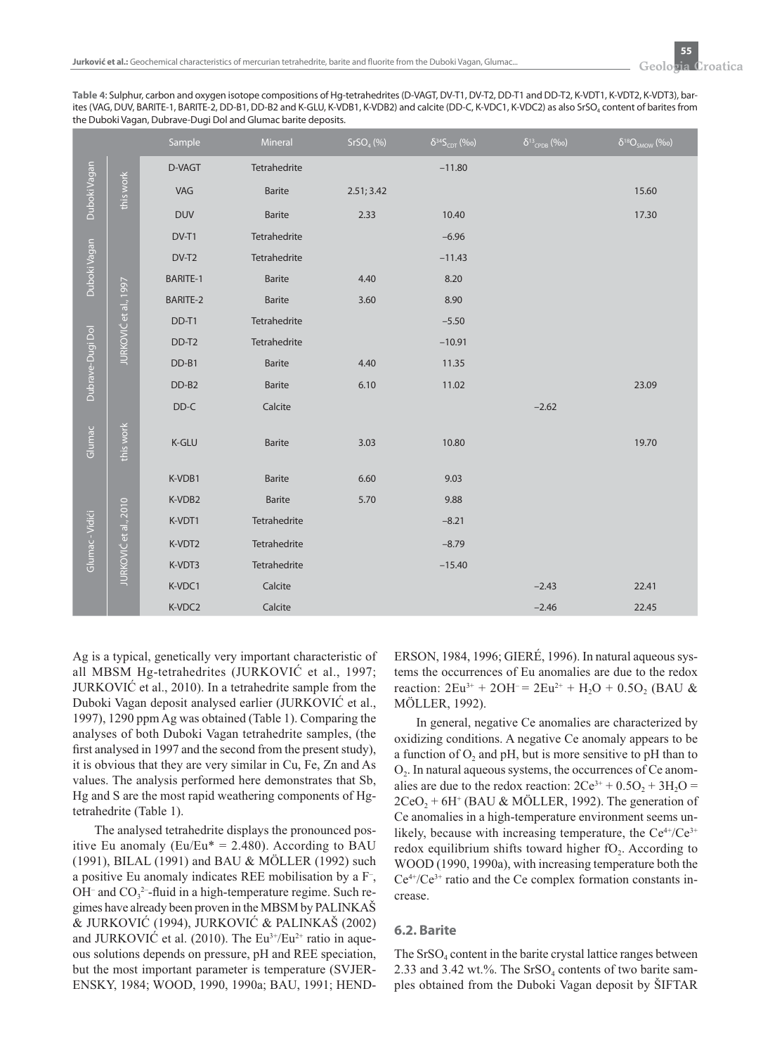**Table 4:** Sulphur, carbon and oxygen isotope compositions of Hg-tetrahedrites (D-VAGT, DV-T1, DV-T2, DD-T1 and DD-T2, K-VDT1, K-VDT2, K-VDT3), barites (VAG, DUV, BARITE-1, BARITE-2, DD-B1, DD-B2 and K-GLU, K-VDB1, K-VDB2) and calcite (DD-C, K-VDC1, K-VDC2) as also $SrSO_4$ content of barites from the Duboki Vagan, Dubrave-Dugi Dol and Glumac barite deposits.

| | | Sample | Mineral | $SrSO_4$ (%) | $\delta^{34}S_{CDT}$ (‰) | $\delta^{13}C_{CPDB}$ (‰) | $\delta^{18}O_{SMOW}$ (‰) |
|---|---|---|---|---|---|---|---|
| Duboki Vagan | this work | D-VAGT | Tetrahedrite | | −11.80 | | |
| | | VAG | Barite | 2.51; 3.42 | | | 15.60 |
| | | DUV | Barite | 2.33 | 10.40 | | 17.30 |
| Duboki Vagan | JURKOVIĆ et al., 1997 | DV-T1 | Tetrahedrite | | −6.96 | | |
| | | DV-T2 | Tetrahedrite | | −11.43 | | |
| | | BARITE-1 | Barite | 4.40 | 8.20 | | |
| | | BARITE-2 | Barite | 3.60 | 8.90 | | |
| Dubrave-Dugi Dol | | DD-T1 | Tetrahedrite | | −5.50 | | |
| | | DD-T2 | Tetrahedrite | | −10.91 | | |
| | | DD-B1 | Barite | 4.40 | 11.35 | | |
| | | DD-B2 | Barite | 6.10 | 11.02 | | 23.09 |
| | | DD-C | Calcite | | | −2.62 | |
| Glumac | this work | K-GLU | Barite | 3.03 | 10.80 | | 19.70 |
| Glumac - Vidići | JURKOVIĆ et al., 2010 | K-VDB1 | Barite | 6.60 | 9.03 | | |
| | | K-VDB2 | Barite | 5.70 | 9.88 | | |
| | | K-VDT1 | Tetrahedrite | | −8.21 | | |
| | | K-VDT2 | Tetrahedrite | | −8.79 | | |
| | | K-VDT3 | Tetrahedrite | | −15.40 | | |
| | | K-VDC1 | Calcite | | | −2.43 | 22.41 |
| | | K-VDC2 | Calcite | | | −2.46 | 22.45 |

Ag is a typical, genetically very important characteristic of all MBSM Hg-tetrahedrites (JURKOVIĆ et al., 1997; JURKOVIĆ et al., 2010). In a tetrahedrite sample from the Duboki Vagan deposit analysed earlier (JURKOVIĆ et al., 1997), 1290 ppm Ag was obtained (Table 1). Comparing the analyses of both Duboki Vagan tetrahedrite samples, (the first analysed in 1997 and the second from the present study), it is obvious that they are very similar in Cu, Fe, Zn and As values. The analysis performed here demonstrates that Sb, Hg and S are the most rapid weathering components of Hg-tetrahedrite (Table 1).

The analysed tetrahedrite displays the pronounced positive Eu anomaly ($Eu/Eu^* = 2.480$). According to BAU (1991), BILAL (1991) and BAU & MÖLLER (1992) such a positive Eu anomaly indicates REE mobilisation by a $F^-$, $OH^-$ and $CO_3^{2-}$-fluid in a high-temperature regime. Such regimes have already been proven in the MBSM by PALINKAŠ & JURKOVIĆ (1994), JURKOVIĆ & PALINKAŠ (2002) and JURKOVIĆ et al. (2010). The $Eu^{3+}/Eu^{2+}$ ratio in aqueous solutions depends on pressure, pH and REE speciation, but the most important parameter is temperature (SVJERENSKY, 1984; WOOD, 1990, 1990a; BAU, 1991; HENDERSON, 1984, 1996; GIERÉ, 1996). In natural aqueous systems the occurrences of Eu anomalies are due to the redox reaction: $2Eu^{3+} + 2OH^- = 2Eu^{2+} + H_2O + 0.5O_2$ (BAU & MÖLLER, 1992).

In general, negative Ce anomalies are characterized by oxidizing conditions. A negative Ce anomaly appears to be a function of $O_2$ and pH, but is more sensitive to pH than to $O_2$. In natural aqueous systems, the occurrences of Ce anomalies are due to the redox reaction: $2Ce^{3+} + 0.5O_2 + 3H_2O = 2CeO_2 + 6H^+$ (BAU & MÖLLER, 1992). The generation of Ce anomalies in a high-temperature environment seems unlikely, because with increasing temperature, the $Ce^{4+}/Ce^{3+}$ redox equilibrium shifts toward higher $fO_2$. According to WOOD (1990, 1990a), with increasing temperature both the $Ce^{4+}/Ce^{3+}$ ratio and the Ce complex formation constants increase.

## 6.2. Barite

The $SrSO_4$ content in the barite crystal lattice ranges between 2.33 and 3.42 wt.%. The $SrSO_4$ contents of two barite samples obtained from the Duboki Vagan deposit by ŠIFTAR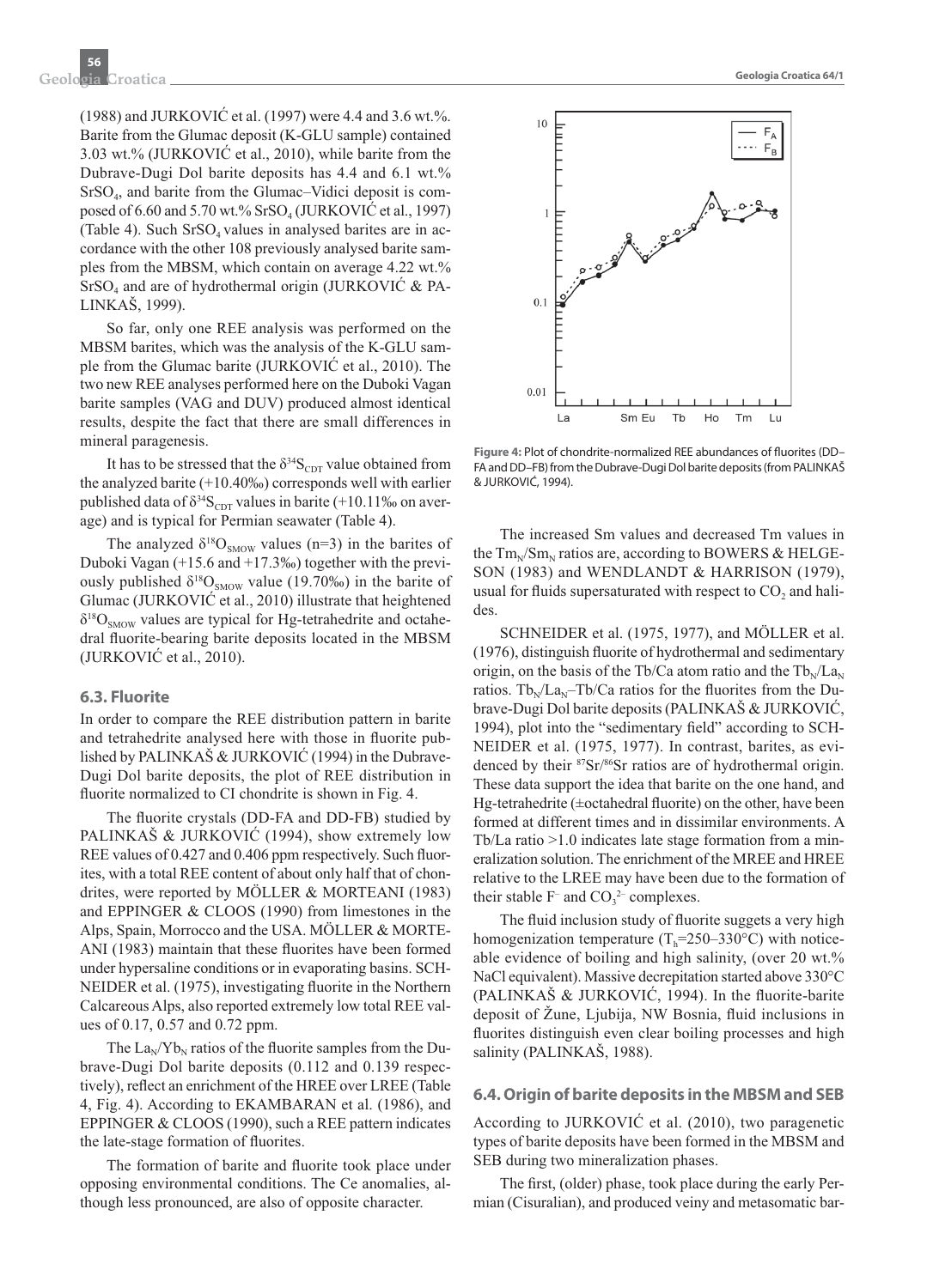(1988) and JURKOVIĆ et al. (1997) were 4.4 and 3.6 wt.%. Barite from the Glumac deposit (K-GLU sample) contained 3.03 wt.% (JURKOVIĆ et al., 2010), while barite from the Dubrave-Dugi Dol barite deposits has 4.4 and 6.1 wt.% $SrSO_4$, and barite from the Glumac–Vidici deposit is composed of 6.60 and 5.70 wt.% $SrSO_4$ (JURKOVIĆ et al., 1997) (Table 4). Such $SrSO_4$ values in analysed barites are in accordance with the other 108 previously analysed barite samples from the MBSM, which contain on average 4.22 wt.% $SrSO_4$ and are of hydrothermal origin (JURKOVIĆ & PALINKAŠ, 1999).

So far, only one REE analysis was performed on the MBSM barites, which was the analysis of the K-GLU sample from the Glumac barite (JURKOVIĆ et al., 2010). The two new REE analyses performed here on the Duboki Vagan barite samples (VAG and DUV) produced almost identical results, despite the fact that there are small differences in mineral paragenesis.

It has to be stressed that the $\delta^{34}S_{CDT}$ value obtained from the analyzed barite (+10.40‰) corresponds well with earlier published data of $\delta^{34}S_{CDT}$ values in barite (+10.11‰ on average) and is typical for Permian seawater (Table 4).

The analyzed $\delta^{18}O_{SMOW}$ values (n=3) in the barites of Duboki Vagan (+15.6 and +17.3‰) together with the previously published $\delta^{18}O_{SMOW}$ value (19.70‰) in the barite of Glumac (JURKOVIĆ et al., 2010) illustrate that heightened $\delta^{18}O_{SMOW}$ values are typical for Hg-tetrahedrite and octahedral fluorite-bearing barite deposits located in the MBSM (JURKOVIĆ et al., 2010).

### 6.3. Fluorite

In order to compare the REE distribution pattern in barite and tetrahedrite analysed here with those in fluorite published by PALINKAŠ & JURKOVIĆ (1994) in the Dubrave-Dugi Dol barite deposits, the plot of REE distribution in fluorite normalized to CI chondrite is shown in Fig. 4.

The fluorite crystals (DD-FA and DD-FB) studied by PALINKAŠ & JURKOVIĆ (1994), show extremely low REE values of 0.427 and 0.406 ppm respectively. Such fluorites, with a total REE content of about only half that of chondrites, were reported by MÖLLER & MORTEANI (1983) and EPPINGER & CLOOS (1990) from limestones in the Alps, Spain, Morrocco and the USA. MÖLLER & MORTEANI (1983) maintain that these fluorites have been formed under hypersaline conditions or in evaporating basins. SCHNEIDER et al. (1975), investigating fluorite in the Northern Calcareous Alps, also reported extremely low total REE values of 0.17, 0.57 and 0.72 ppm.

The $La_N/Yb_N$ ratios of the fluorite samples from the Dubrave-Dugi Dol barite deposits (0.112 and 0.139 respectively), reflect an enrichment of the HREE over LREE (Table 4, Fig. 4). According to EKAMBARAN et al. (1986), and EPPINGER & CLOOS (1990), such a REE pattern indicates the late-stage formation of fluorites.

The formation of barite and fluorite took place under opposing environmental conditions. The Ce anomalies, although less pronounced, are also of opposite character.

**Figure 4:** Plot of chondrite-normalized REE abundances of fluorites (DD–FA and DD–FB) from the Dubrave-Dugi Dol barite deposits (from PALINKAŠ & JURKOVIĆ, 1994).

The increased Sm values and decreased Tm values in the $Tm_N/Sm_N$ ratios are, according to BOWERS & HELGESON (1983) and WENDLANDT & HARRISON (1979), usual for fluids supersaturated with respect to $CO_2$ and halides.

SCHNEIDER et al. (1975, 1977), and MÖLLER et al. (1976), distinguish fluorite of hydrothermal and sedimentary origin, on the basis of the Tb/Ca atom ratio and the $Tb_N/La_N$ ratios. $Tb_N/La_N$–Tb/Ca ratios for the fluorites from the Dubrave-Dugi Dol barite deposits (PALINKAŠ & JURKOVIĆ, 1994), plot into the "sedimentary field" according to SCHNEIDER et al. (1975, 1977). In contrast, barites, as evidenced by their $^{87}Sr/^{86}Sr$ ratios are of hydrothermal origin. These data support the idea that barite on the one hand, and Hg-tetrahedrite (±octahedral fluorite) on the other, have been formed at different times and in dissimilar environments. A Tb/La ratio >1.0 indicates late stage formation from a mineralization solution. The enrichment of the MREE and HREE relative to the LREE may have been due to the formation of their stable $F^-$ and $CO_3^{2-}$ complexes.

The fluid inclusion study of fluorite suggests a very high homogenization temperature ($T_h$=250–330°C) with noticeable evidence of boiling and high salinity, (over 20 wt.% NaCl equivalent). Massive decrepitation started above 330°C (PALINKAŠ & JURKOVIĆ, 1994). In the fluorite-barite deposit of Žune, Ljubija, NW Bosnia, fluid inclusions in fluorites distinguish even clear boiling processes and high salinity (PALINKAŠ, 1988).

### 6.4. Origin of barite deposits in the MBSM and SEB

According to JURKOVIĆ et al. (2010), two paragenetic types of barite deposits have been formed in the MBSM and SEB during two mineralization phases.

The first, (older) phase, took place during the early Permian (Cisuralian), and produced veiny and metasomatic bar-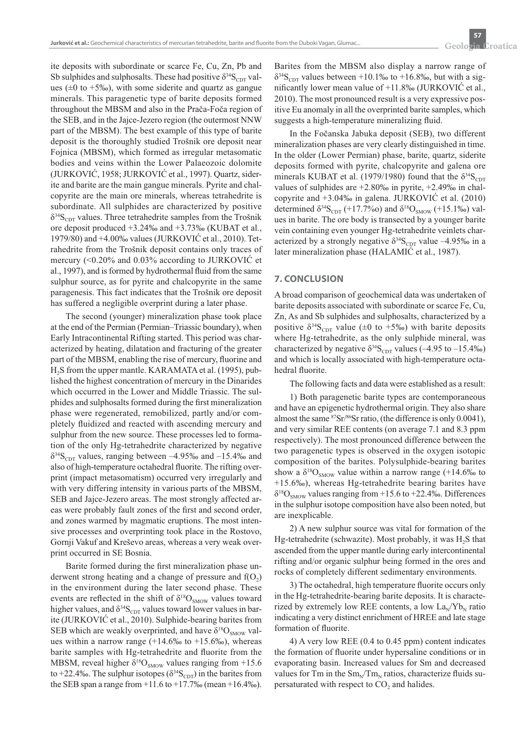ite deposits with subordinate or scarce Fe, Cu, Zn, Pb and Sb sulphides and sulphosalts. These had positive $\delta^{34}S_{CDT}$ values (±0 to +5‰), with some siderite and quartz as gangue minerals. This paragenetic type of barite deposits formed throughout the MBSM and also in the Prača-Foča region of the SEB, and in the Jajce-Jezero region (the outermost NNW part of the MBSM). The best example of this type of barite deposit is the thoroughly studied Trošnik ore deposit near Fojnica (MBSM), which formed as irregular metasomatic bodies and veins within the Lower Palaeozoic dolomite (JURKOVIĆ, 1958; JURKOVIĆ et al., 1997). Quartz, siderite and barite are the main gangue minerals. Pyrite and chalcopyrite are the main ore minerals, whereas tetrahedrite is subordinate. All sulphides are characterized by positive $\delta^{34}S_{CDT}$ values. Three tetrahedrite samples from the Trošnik ore deposit produced +3.24‰ and +3.73‰ (KUBAT et al., 1979/80) and +4.00‰ values (JURKOVIĆ et al., 2010). Tetrahedrite from the Trošnik deposit contains only traces of mercury (<0.20% and 0.03% according to JURKOVIĆ et al., 1997), and is formed by hydrothermal fluid from the same sulphur source, as for pyrite and chalcopyrite in the same paragenesis. This fact indicates that the Trošnik ore deposit has suffered a negligible overprint during a later phase.

The second (younger) mineralization phase took place at the end of the Permian (Permian–Triassic boundary), when Early Intracontinental Rifting started. This period was characterized by heating, dilatation and fracturing of the greater part of the MBSM, enabling the rise of mercury, fluorine and $H_2S$ from the upper mantle. KARAMATA et al. (1995), published the highest concentration of mercury in the Dinarides which occurred in the Lower and Middle Triassic. The sulphides and sulphosalts formed during the first mineralization phase were regenerated, remobilized, partly and/or completely fluidized and reacted with ascending mercury and sulphur from the new source. These processes led to formation of the only Hg-tetrahedrite characterized by negative $\delta^{34}S_{CDT}$ values, ranging between –4.95‰ and –15.4‰ and also of high-temperature octahedral fluorite. The rifting overprint (impact metasomatism) occurred very irregularly and with very differing intensity in various parts of the MBSM, SEB and Jajce-Jezero areas. The most strongly affected areas were probably fault zones of the first and second order, and zones warmed by magmatic eruptions. The most intensive processes and overprinting took place in the Rostovo, Gornji Vakuf and Kreševo areas, whereas a very weak overprint occurred in SE Bosnia.

Barite formed during the first mineralization phase underwent strong heating and a change of pressure and $f(O_2)$ in the environment during the later second phase. These events are reflected in the shift of $\delta^{18}O_{SMOW}$ values toward higher values, and $\delta^{34}S_{CDT}$ values toward lower values in barite (JURKOVIĆ et al., 2010). Sulphide-bearing barites from SEB which are weakly overprinted, and have $\delta^{18}O_{SMOW}$ values within a narrow range (+14.6‰ to +15.6‰), whereas barite samples with Hg-tetrahedrite and fluorite from the MBSM, reveal higher $\delta^{18}O_{SMOW}$ values ranging from +15.6 to +22.4‰. The sulphur isotopes ($\delta^{34}S_{CDT}$) in the barites from the SEB span a range from +11.6 to +17.7‰ (mean +16.4‰). Barites from the MBSM also display a narrow range of $\delta^{34}S_{CDT}$ values between +10.1‰ to +16.8‰, but with a significantly lower mean value of +11.8‰ (JURKOVIĆ et al., 2010). The most pronounced result is a very expressive positive Eu anomaly in all the overprinted barite samples, which suggests a high-temperature mineralizing fluid.

In the Fočanska Jabuka deposit (SEB), two different mineralization phases are very clearly distinguished in time. In the older (Lower Permian) phase, barite, quartz, siderite deposits formed with pyrite, chalcopyrite and galena ore minerals KUBAT et al. (1979/1980) found that the $\delta^{34}S_{CDT}$ values of sulphides are +2.80‰ in pyrite, +2.49‰ in chalcopyrite and +3.04‰ in galena. JURKOVIĆ et al. (2010) determined $\delta^{34}S_{CDT}$ (+17.7‰) and $\delta^{18}O_{SMOW}$ (+15.1‰) values in barite. The ore body is transected by a younger barite vein containing even younger Hg-tetrahedrite veinlets characterized by a strongly negative $\delta^{34}S_{CDT}$ value –4.95‰ in a later mineralization phase (HALAMIĆ et al., 1987).

## 7. CONCLUSION

A broad comparison of geochemical data was undertaken of barite deposits associated with subordinate or scarce Fe, Cu, Zn, As and Sb sulphides and sulphosalts, characterized by a positive $\delta^{34}S_{CDT}$ value (±0 to +5‰) with barite deposits where Hg-tetrahedrite, as the only sulphide mineral, was characterized by negative $\delta^{34}S_{CDT}$ values (–4.95 to –15.4‰) and which is locally associated with high-temperature octahedral fluorite.

The following facts and data were established as a result:

1) Both paragenetic barite types are contemporaneous and have an epigenetic hydrothermal origin. They also share almost the same $^{87}Sr/^{86}Sr$ ratio, (the difference is only 0.0041), and very similar REE contents (on average 7.1 and 8.3 ppm respectively). The most pronounced difference between the two paragenetic types is observed in the oxygen isotopic composition of the barites. Polysulphide-bearing barites show a $\delta^{18}O_{SMOW}$ value within a narrow range (+14.6‰ to +15.6‰), whereas Hg-tetrahedrite bearing barites have $\delta^{18}O_{SMOW}$ values ranging from +15.6 to +22.4‰. Differences in the sulphur isotope composition have also been noted, but are inexplicable.

2) A new sulphur source was vital for formation of the Hg-tetrahedrite (schwazite). Most probably, it was $H_2S$ that ascended from the upper mantle during early intercontinental rifting and/or organic sulphur being formed in the ores and rocks of completely different sedimentary environments.

3) The octahedral, high temperature fluorite occurs only in the Hg-tetrahedrite-bearing barite deposits. It is characterized by extremely low REE contents, a low $La_N/Yb_N$ ratio indicating a very distinct enrichment of HREE and late stage formation of fluorite.

4) A very low REE (0.4 to 0.45 ppm) content indicates the formation of fluorite under hypersaline conditions or in evaporating basin. Increased values for Sm and decreased values for Tm in the $Sm_N/Tm_N$ ratios, characterize fluids supersaturated with respect to $CO_2$ and halides.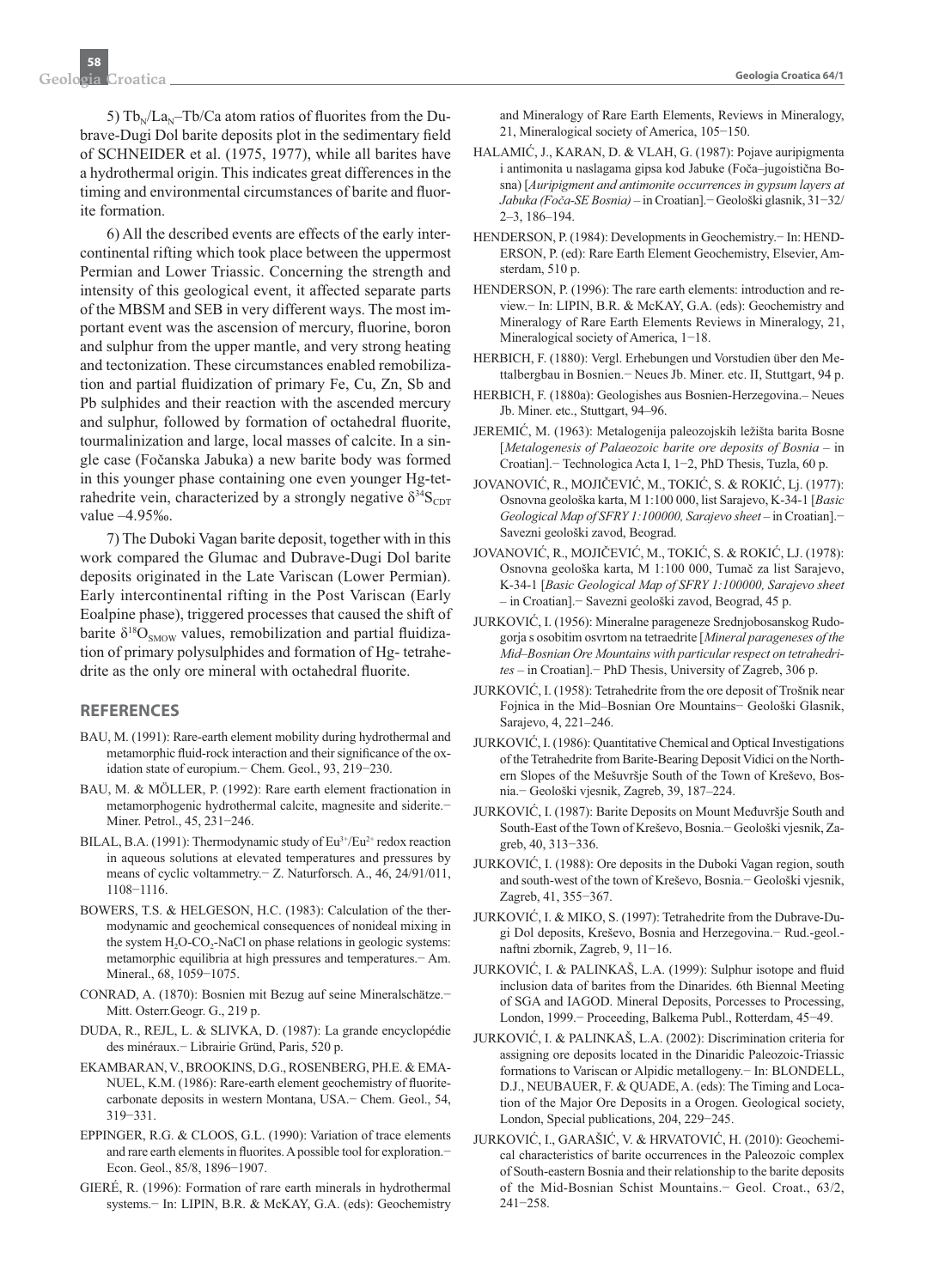5) $Tb_N/La_N$–Tb/Ca atom ratios of fluorites from the Dubrave-Dugi Dol barite deposits plot in the sedimentary field of SCHNEIDER et al. (1975, 1977), while all barites have a hydrothermal origin. This indicates great differences in the timing and environmental circumstances of barite and fluorite formation.

6) All the described events are effects of the early intercontinental rifting which took place between the uppermost Permian and Lower Triassic. Concerning the strength and intensity of this geological event, it affected separate parts of the MBSM and SEB in very different ways. The most important event was the ascension of mercury, fluorine, boron and sulphur from the upper mantle, and very strong heating and tectonization. These circumstances enabled remobilization and partial fluidization of primary Fe, Cu, Zn, Sb and Pb sulphides and their reaction with the ascended mercury and sulphur, followed by formation of octahedral fluorite, tourmalinization and large, local masses of calcite. In a single case (Fočanska Jabuka) a new barite body was formed in this younger phase containing one even younger Hg-tetrahedrite vein, characterized by a strongly negative $\delta^{34}S_{CDT}$ value –4.95‰.

7) The Duboki Vagan barite deposit, together with in this work compared the Glumac and Dubrave-Dugi Dol barite deposits originated in the Late Variscan (Lower Permian). Early intercontinental rifting in the Post Variscan (Early Eoalpine phase), triggered processes that caused the shift of barite $\delta^{18}O_{SMOW}$ values, remobilization and partial fluidization of primary polysulphides and formation of Hg- tetrahedrite as the only ore mineral with octahedral fluorite.

## REFERENCES

BAU, M. (1991): Rare-earth element mobility during hydrothermal and metamorphic fluid-rock interaction and their significance of the oxidation state of europium.– Chem. Geol., 93, 219–230.

BAU, M. & MÖLLER, P. (1992): Rare earth element fractionation in metamorphogenic hydrothermal calcite, magnesite and siderite.– Miner. Petrol., 45, 231–246.

BILAL, B.A. (1991): Thermodynamic study of $Eu^{3+}/Eu^{2+}$ redox reaction in aqueous solutions at elevated temperatures and pressures by means of cyclic voltammetry.– Z. Naturforsch. A., 46, 24/91/011, 1108–1116.

BOWERS, T.S. & HELGESON, H.C. (1983): Calculation of the thermodynamic and geochemical consequences of nonideal mixing in the system $H_2O$-$CO_2$-NaCl on phase relations in geologic systems: metamorphic equilibria at high pressures and temperatures.– Am. Mineral., 68, 1059–1075.

CONRAD, A. (1870): Bosnien mit Bezug auf seine Mineralschätze.– Mitt. Osterr.Geogr. G., 219 p.

DUDA, R., REJL, L. & SLIVKA, D. (1987): La grande encyclopédie des minéraux.– Librairie Gründ, Paris, 520 p.

EKAMBARAN, V., BROOKINS, D.G., ROSENBERG, PH.E. & EMANUEL, K.M. (1986): Rare-earth element geochemistry of fluorite-carbonate deposits in western Montana, USA.– Chem. Geol., 54, 319–331.

EPPINGER, R.G. & CLOOS, G.L. (1990): Variation of trace elements and rare earth elements in fluorites. A possible tool for exploration.– Econ. Geol., 85/8, 1896–1907.

GIERÉ, R. (1996): Formation of rare earth minerals in hydrothermal systems.– In: LIPIN, B.R. & McKAY, G.A. (eds): Geochemistry and Mineralogy of Rare Earth Elements, Reviews in Mineralogy, 21, Mineralogical society of America, 105–150.

HALAMIĆ, J., KARAN, D. & VLAH, G. (1987): Pojave auripigmenta i antimonita u naslagama gipsa kod Jabuke (Foča–jugoistična Bosna) [*Auripigment and antimonite occurrences in gypsum layers at Jabuka (Foča-SE Bosnia)* – in Croatian].– Geološki glasnik, 31–32/2–3, 186–194.

HENDERSON, P. (1984): Developments in Geochemistry.– In: HENDERSON, P. (ed): Rare Earth Element Geochemistry, Elsevier, Amsterdam, 510 p.

HENDERSON, P. (1996): The rare earth elements: introduction and review.– In: LIPIN, B.R. & McKAY, G.A. (eds): Geochemistry and Mineralogy of Rare Earth Elements Reviews in Mineralogy, 21, Mineralogical society of America, 1–18.

HERBICH, F. (1880): Vergl. Erhebungen und Vorstudien über den Metallbergbau in Bosnien.– Neues Jb. Miner. etc. II, Stuttgart, 94 p.

HERBICH, F. (1880a): Geologishes aus Bosnien-Herzegovina.– Neues Jb. Miner. etc., Stuttgart, 94–96.

JEREMIĆ, M. (1963): Metalogenija paleozojskih ležišta barita Bosne [*Metalogenesis of Palaeozoic barite ore deposits of Bosnia* – in Croatian].– Technologica Acta I, 1–2, PhD Thesis, Tuzla, 60 p.

JOVANOVIĆ, R., MOJIČEVIĆ, M., TOKIĆ, S. & ROKIĆ, Lj. (1977): Osnovna geološka karta, M 1:100 000, list Sarajevo, K-34-1 [*Basic Geological Map of SFRY 1:100000, Sarajevo sheet* – in Croatian].– Savezni geološki zavod, Beograd.

JOVANOVIĆ, R., MOJIČEVIĆ, M., TOKIĆ, S. & ROKIĆ, LJ. (1978): Osnovna geološka karta, M 1:100 000, Tumač za list Sarajevo, K-34-1 [*Basic Geological Map of SFRY 1:100000, Sarajevo sheet* – in Croatian].– Savezni geološki zavod, Beograd, 45 p.

JURKOVIĆ, I. (1956): Mineralne parageneze Srednjobosanskog Rudogorja s osobitim osvrtom na tetraedrite [*Mineral parageneses of the Mid–Bosnian Ore Mountains with particular respect on tetrahedrites* – in Croatian].– PhD Thesis, University of Zagreb, 306 p.

JURKOVIĆ, I. (1958): Tetrahedrite from the ore deposit of Trošnik near Fojnica in the Mid–Bosnian Ore Mountains– Geološki Glasnik, Sarajevo, 4, 221–246.

JURKOVIĆ, I. (1986): Quantitative Chemical and Optical Investigations of the Tetrahedrite from Barite-Bearing Deposit Vidici on the Northern Slopes of the Mešuvršje South of the Town of Kreševo, Bosnia.– Geološki vjesnik, Zagreb, 39, 187–224.

JURKOVIĆ, I. (1987): Barite Deposits on Mount Međuvršje South and South-East of the Town of Kreševo, Bosnia.– Geološki vjesnik, Zagreb, 40, 313–336.

JURKOVIĆ, I. (1988): Ore deposits in the Duboki Vagan region, south and south-west of the town of Kreševo, Bosnia.– Geološki vjesnik, Zagreb, 41, 355–367.

JURKOVIĆ, I. & MIKO, S. (1997): Tetrahedrite from the Dubrave-Dugi Dol deposits, Kreševo, Bosnia and Herzegovina.– Rud.-geol.-naftni zbornik, Zagreb, 9, 11–16.

JURKOVIĆ, I. & PALINKAŠ, L.A. (1999): Sulphur isotope and fluid inclusion data of barites from the Dinarides. 6th Biennal Meeting of SGA and IAGOD. Mineral Deposits, Porcesses to Processing, London, 1999.– Proceeding, Balkema Publ., Rotterdam, 45–49.

JURKOVIĆ, I. & PALINKAŠ, L.A. (2002): Discrimination criteria for assigning ore deposits located in the Dinaridic Paleozoic-Triassic formations to Variscan or Alpidic metallogeny.– In: BLONDELL, D.J., NEUBAUER, F. & QUADE, A. (eds): The Timing and Location of the Major Ore Deposits in a Orogen. Geological society, London, Special publications, 204, 229–245.

JURKOVIĆ, I., GARAŠIĆ, V. & HRVATOVIĆ, H. (2010): Geochemical characteristics of barite occurrences in the Paleozoic complex of South-eastern Bosnia and their relationship to the barite deposits of the Mid-Bosnian Schist Mountains.– Geol. Croat., 63/2, 241–258.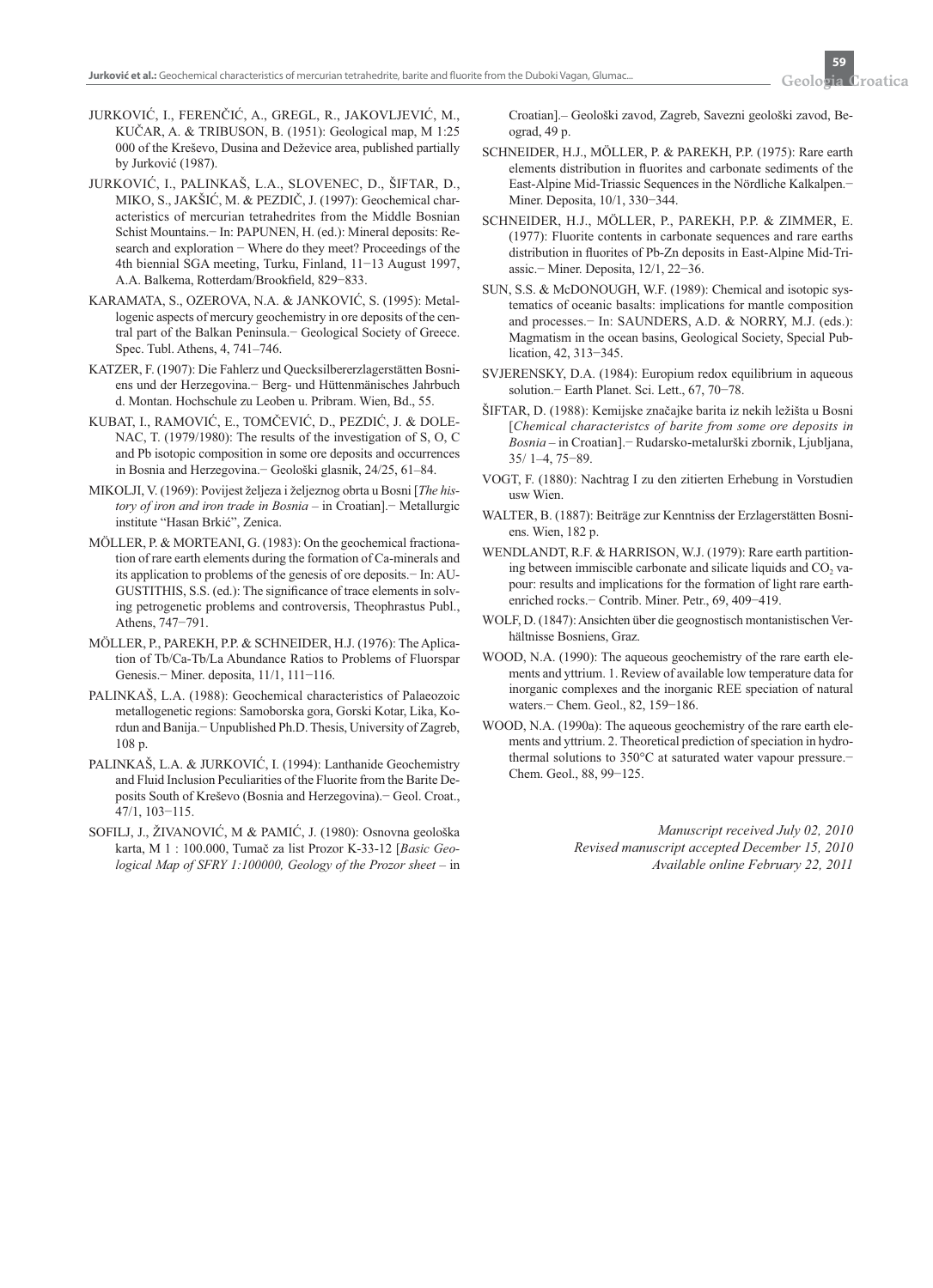JURKOVIĆ, I., FERENČIĆ, A., GREGL, R., JAKOVLJEVIĆ, M., KUČAR, A. & TRIBUSON, B. (1951): Geological map, M 1:25 000 of the Kreševo, Dusina and Deževice area, published partially by Jurković (1987).

JURKOVIĆ, I., PALINKAŠ, L.A., SLOVENEC, D., ŠIFTAR, D., MIKO, S., JAKŠIĆ, M. & PEZDIČ, J. (1997): Geochemical characteristics of mercurian tetrahedrites from the Middle Bosnian Schist Mountains.− In: PAPUNEN, H. (ed.): Mineral deposits: Research and exploration − Where do they meet? Proceedings of the 4th biennial SGA meeting, Turku, Finland, 11−13 August 1997, A.A. Balkema, Rotterdam/Brookfield, 829−833.

KARAMATA, S., OZEROVA, N.A. & JANKOVIĆ, S. (1995): Metallogenic aspects of mercury geochemistry in ore deposits of the central part of the Balkan Peninsula.− Geological Society of Greece. Spec. Tubl. Athens, 4, 741–746.

KATZER, F. (1907): Die Fahlerz und Quecksilbererzlagerstätten Bosniens und der Herzegovina.− Berg- und Hüttenmänisches Jahrbuch d. Montan. Hochschule zu Leoben u. Pribram. Wien, Bd., 55.

KUBAT, I., RAMOVIĆ, E., TOMČEVIĆ, D., PEZDIĆ, J. & DOLENAC, T. (1979/1980): The results of the investigation of S, O, C and Pb isotopic composition in some ore deposits and occurrences in Bosnia and Herzegovina.− Geološki glasnik, 24/25, 61–84.

MIKOLJI, V. (1969): Povijest željeza i željeznog obrta u Bosni [*The history of iron and iron trade in Bosnia* – in Croatian].− Metallurgic institute "Hasan Brkić", Zenica.

MÖLLER, P. & MORTEANI, G. (1983): On the geochemical fractionation of rare earth elements during the formation of Ca-minerals and its application to problems of the genesis of ore deposits.− In: AUGUSTITHIS, S.S. (ed.): The significance of trace elements in solving petrogenetic problems and controversis, Theophrastus Publ., Athens, 747−791.

MÖLLER, P., PAREKH, P.P. & SCHNEIDER, H.J. (1976): The Aplication of Tb/Ca-Tb/La Abundance Ratios to Problems of Fluorspar Genesis.− Miner. deposita, 11/1, 111−116.

PALINKAŠ, L.A. (1988): Geochemical characteristics of Palaeozoic metallogenetic regions: Samoborska gora, Gorski Kotar, Lika, Kordun and Banija.− Unpublished Ph.D. Thesis, University of Zagreb, 108 p.

PALINKAŠ, L.A. & JURKOVIĆ, I. (1994): Lanthanide Geochemistry and Fluid Inclusion Peculiarities of the Fluorite from the Barite Deposits South of Kreševo (Bosnia and Herzegovina).− Geol. Croat., 47/1, 103−115.

SOFILJ, J., ŽIVANOVIĆ, M & PAMIĆ, J. (1980): Osnovna geološka karta, M 1 : 100.000, Tumač za list Prozor K-33-12 [*Basic Geological Map of SFRY 1:100000, Geology of the Prozor sheet* – in Croatian].– Geološki zavod, Zagreb, Savezni geološki zavod, Beograd, 49 p.

SCHNEIDER, H.J., MÖLLER, P. & PAREKH, P.P. (1975): Rare earth elements distribution in fluorites and carbonate sediments of the East-Alpine Mid-Triassic Sequences in the Nördliche Kalkalpen.− Miner. Deposita, 10/1, 330−344.

SCHNEIDER, H.J., MÖLLER, P., PAREKH, P.P. & ZIMMER, E. (1977): Fluorite contents in carbonate sequences and rare earths distribution in fluorites of Pb-Zn deposits in East-Alpine Mid-Triassic.− Miner. Deposita, 12/1, 22−36.

SUN, S.S. & McDONOUGH, W.F. (1989): Chemical and isotopic systematics of oceanic basalts: implications for mantle composition and processes.− In: SAUNDERS, A.D. & NORRY, M.J. (eds.): Magmatism in the ocean basins, Geological Society, Special Publication, 42, 313−345.

SVJERENSKY, D.A. (1984): Europium redox equilibrium in aqueous solution.− Earth Planet. Sci. Lett., 67, 70−78.

ŠIFTAR, D. (1988): Kemijske značajke barita iz nekih ležišta u Bosni [*Chemical characteristcs of barite from some ore deposits in Bosnia* – in Croatian].− Rudarsko-metalurški zbornik, Ljubljana, 35/ 1–4, 75−89.

VOGT, F. (1880): Nachtrag I zu den zitierten Erhebung in Vorstudien usw Wien.

WALTER, B. (1887): Beiträge zur Kenntniss der Erzlagerstätten Bosniens. Wien, 182 p.

WENDLANDT, R.F. & HARRISON, W.J. (1979): Rare earth partitioning between immiscible carbonate and silicate liquids and $CO_2$ vapour: results and implications for the formation of light rare earth-enriched rocks.− Contrib. Miner. Petr., 69, 409−419.

WOLF, D. (1847): Ansichten über die geognostisch montanistischen Verhältnisse Bosniens, Graz.

WOOD, N.A. (1990): The aqueous geochemistry of the rare earth elements and yttrium. 1. Review of available low temperature data for inorganic complexes and the inorganic REE speciation of natural waters.− Chem. Geol., 82, 159−186.

WOOD, N.A. (1990a): The aqueous geochemistry of the rare earth elements and yttrium. 2. Theoretical prediction of speciation in hydrothermal solutions to 350°C at saturated water vapour pressure.− Chem. Geol., 88, 99−125.

*Manuscript received July 02, 2010*
*Revised manuscript accepted December 15, 2010*
*Available online February 22, 2011*